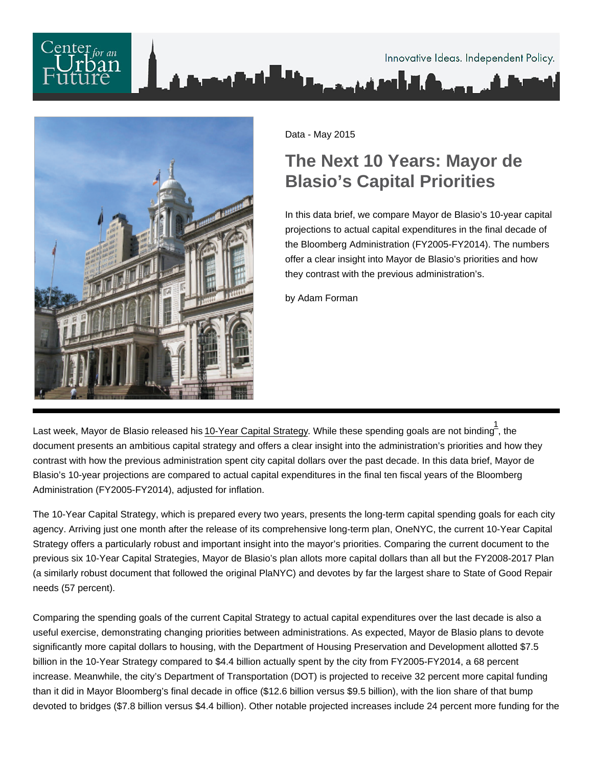Data - May 2015

# The Next 10 Years: Mayor de Blasio's Capital Priorities

In this data brief, we compare Mayor de Blasio's 10-year capital projections to actual capital expenditures in the final decade of the Bloomberg Administration (FY2005-FY2014). The numbers offer a clear insight into Mayor de Blasio's priorities and how they contrast with the previous administration's.

by Adam Forman

---

Last week, Mayor de Blasio released his 10-Year Capital Strategy. While these spending goals are not binding[1], the document presents an ambitious capital strategy and offers a clear insight into the administration's priorities and how they contrast with how the previous administration spent city capital dollars over the past decade. In this data brief, Mayor de Blasio's 10-year projections are compared to actual capital expenditures in the final ten fiscal years of the Bloomberg Administration (FY2005-FY2014), adjusted for inflation.

The 10-Year Capital Strategy, which is prepared every two years, presents the long-term capital spending goals for each city agency. Arriving just one month after the release of its comprehensive long-term plan, OneNYC, the current 10-Year Capital Strategy offers a particularly robust and important insight into the mayor's priorities. Comparing the current document to the previous six 10-Year Capital Strategies, Mayor de Blasio's plan allots more capital dollars than all but the FY2008-2017 Plan (a similarly robust document that followed the original PlaNYC) and devotes by far the largest share to State of Good Repair needs (57 percent).

Comparing the spending goals of the current Capital Strategy to actual capital expenditures over the last decade is also a useful exercise, demonstrating changing priorities between administrations. As expected, Mayor de Blasio plans to devote significantly more capital dollars to housing, with the Department of Housing Preservation and Development allotted $7.5 billion in the 10-Year Strategy compared to $4.4 billion actually spent by the city from FY2005-FY2014, a 68 percent increase. Meanwhile, the city's Department of Transportation (DOT) is projected to receive 32 percent more capital funding than it did in Mayor Bloomberg's final decade in office ($12.6 billion versus $9.5 billion), with the lion share of that bump devoted to bridges ($7.8 billion versus $4.4 billion). Other notable projected increases include 24 percent more funding for the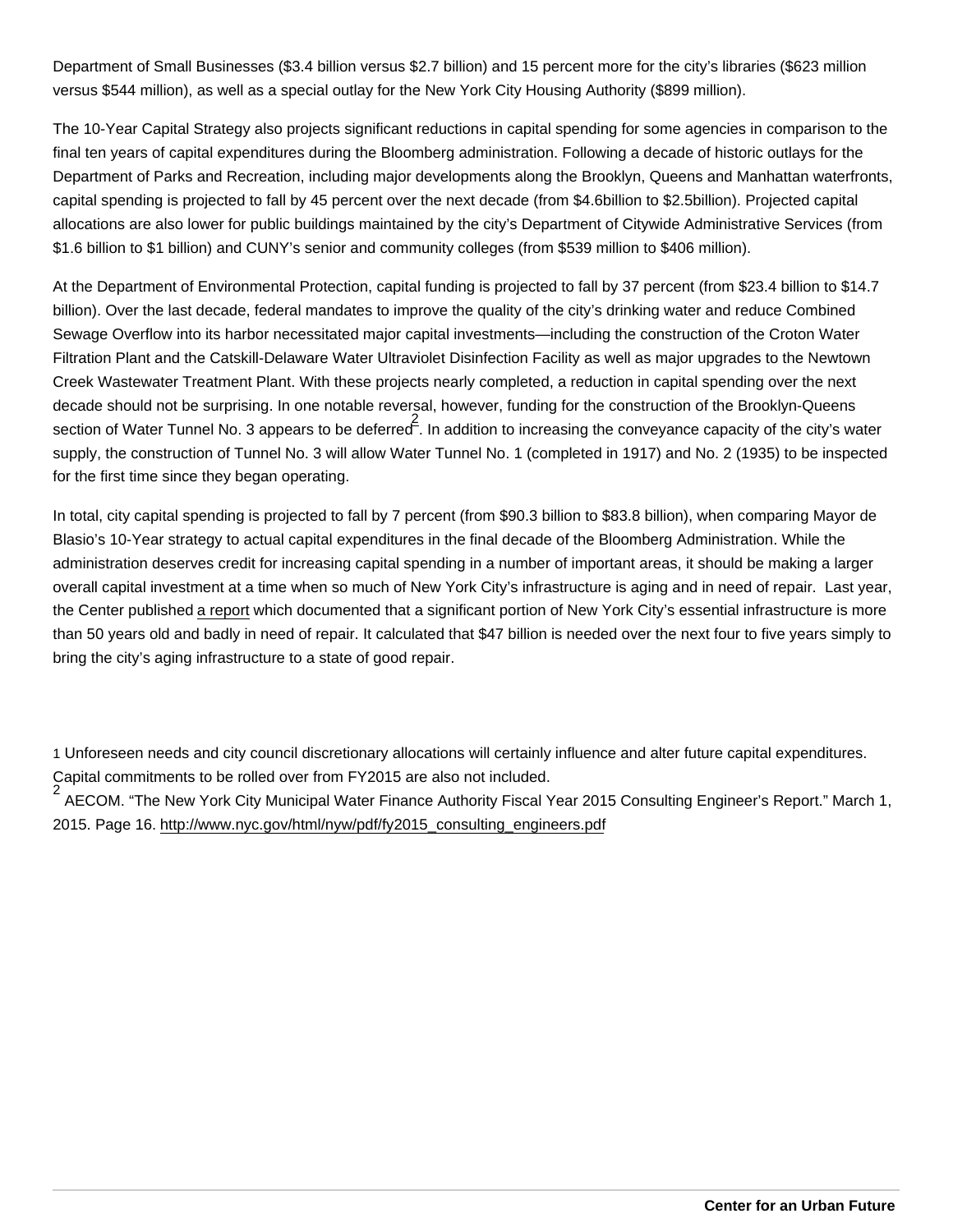Department of Small Businesses ($3.4 billion versus $2.7 billion) and 15 percent more for the city's libraries ($623 million versus $544 million), as well as a special outlay for the New York City Housing Authority ($899 million).

The 10-Year Capital Strategy also projects significant reductions in capital spending for some agencies in comparison to the final ten years of capital expenditures during the Bloomberg administration. Following a decade of historic outlays for the Department of Parks and Recreation, including major developments along the Brooklyn, Queens and Manhattan waterfronts, capital spending is projected to fall by 45 percent over the next decade (from $4.6billion to $2.5billion). Projected capital allocations are also lower for public buildings maintained by the city's Department of Citywide Administrative Services (from $1.6 billion to $1 billion) and CUNY's senior and community colleges (from $539 million to $406 million).

At the Department of Environmental Protection, capital funding is projected to fall by 37 percent (from $23.4 billion to $14.7 billion). Over the last decade, federal mandates to improve the quality of the city's drinking water and reduce Combined Sewage Overflow into its harbor necessitated major capital investments—including the construction of the Croton Water Filtration Plant and the Catskill-Delaware Water Ultraviolet Disinfection Facility as well as major upgrades to the Newtown Creek Wastewater Treatment Plant. With these projects nearly completed, a reduction in capital spending over the next decade should not be surprising. In one notable reversal, however, funding for the construction of the Brooklyn-Queens section of Water Tunnel No. 3 appears to be deferred[2]. In addition to increasing the conveyance capacity of the city's water supply, the construction of Tunnel No. 3 will allow Water Tunnel No. 1 (completed in 1917) and No. 2 (1935) to be inspected for the first time since they began operating.

In total, city capital spending is projected to fall by 7 percent (from $90.3 billion to $83.8 billion), when comparing Mayor de Blasio's 10-Year strategy to actual capital expenditures in the final decade of the Bloomberg Administration. While the administration deserves credit for increasing capital spending in a number of important areas, it should be making a larger overall capital investment at a time when so much of New York City's infrastructure is aging and in need of repair. Last year, the Center published a report which documented that a significant portion of New York City's essential infrastructure is more than 50 years old and badly in need of repair. It calculated that $47 billion is needed over the next four to five years simply to bring the city's aging infrastructure to a state of good repair.

1 Unforeseen needs and city council discretionary allocations will certainly influence and alter future capital expenditures. Capital commitments to be rolled over from FY2015 are also not included.

2 AECOM. "The New York City Municipal Water Finance Authority Fiscal Year 2015 Consulting Engineer's Report." March 1, 2015. Page 16. http://www.nyc.gov/html/nyw/pdf/fy2015_consulting_engineers.pdf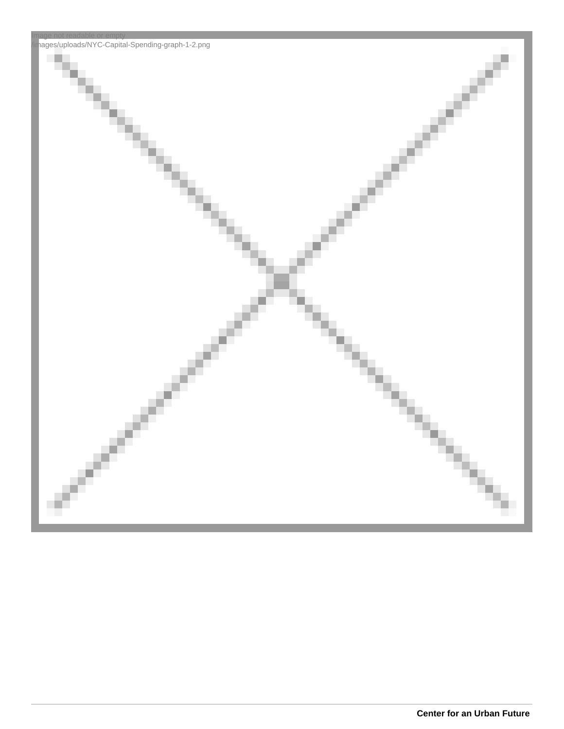Image not readable or empty
/images/uploads/NYC-Capital-Spending-graph-1-2.png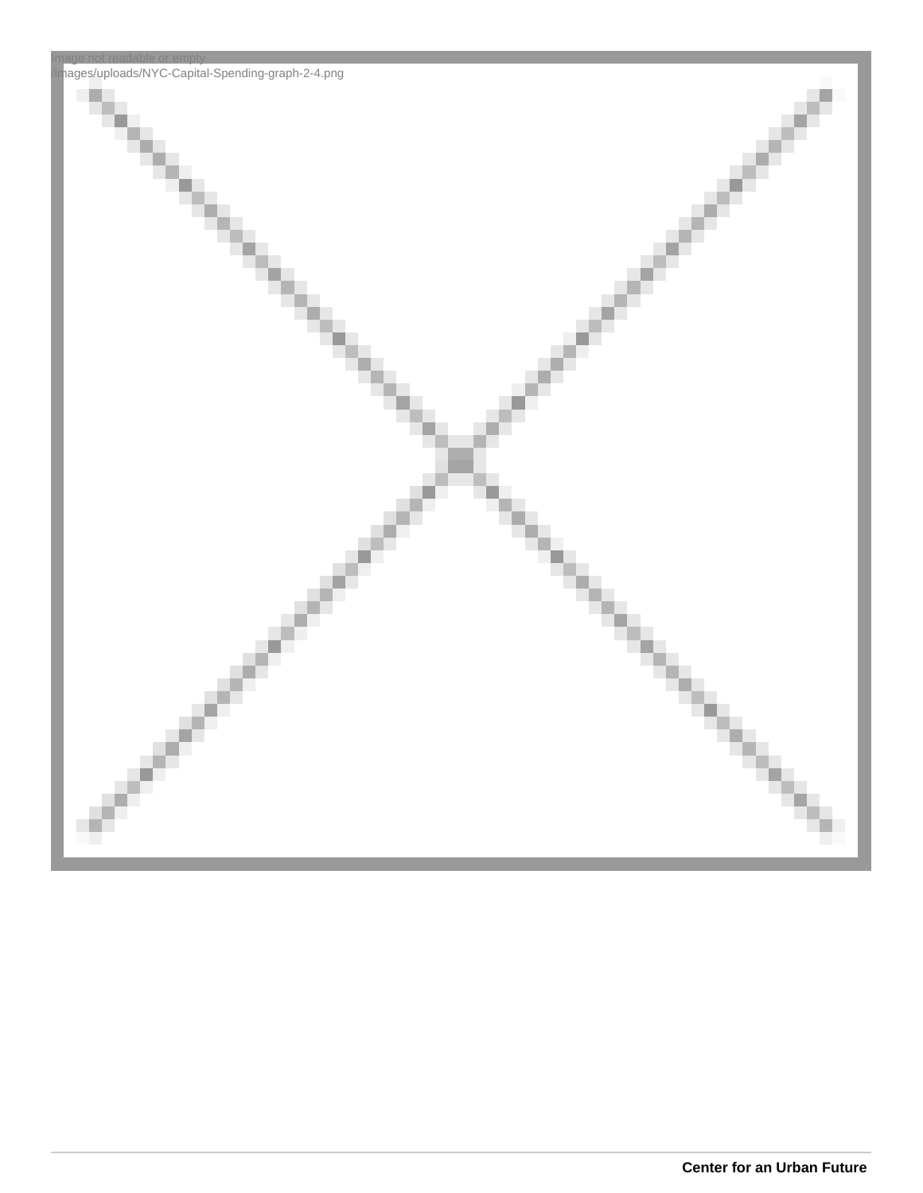Image not readable or empty
/images/uploads/NYC-Capital-Spending-graph-2-4.png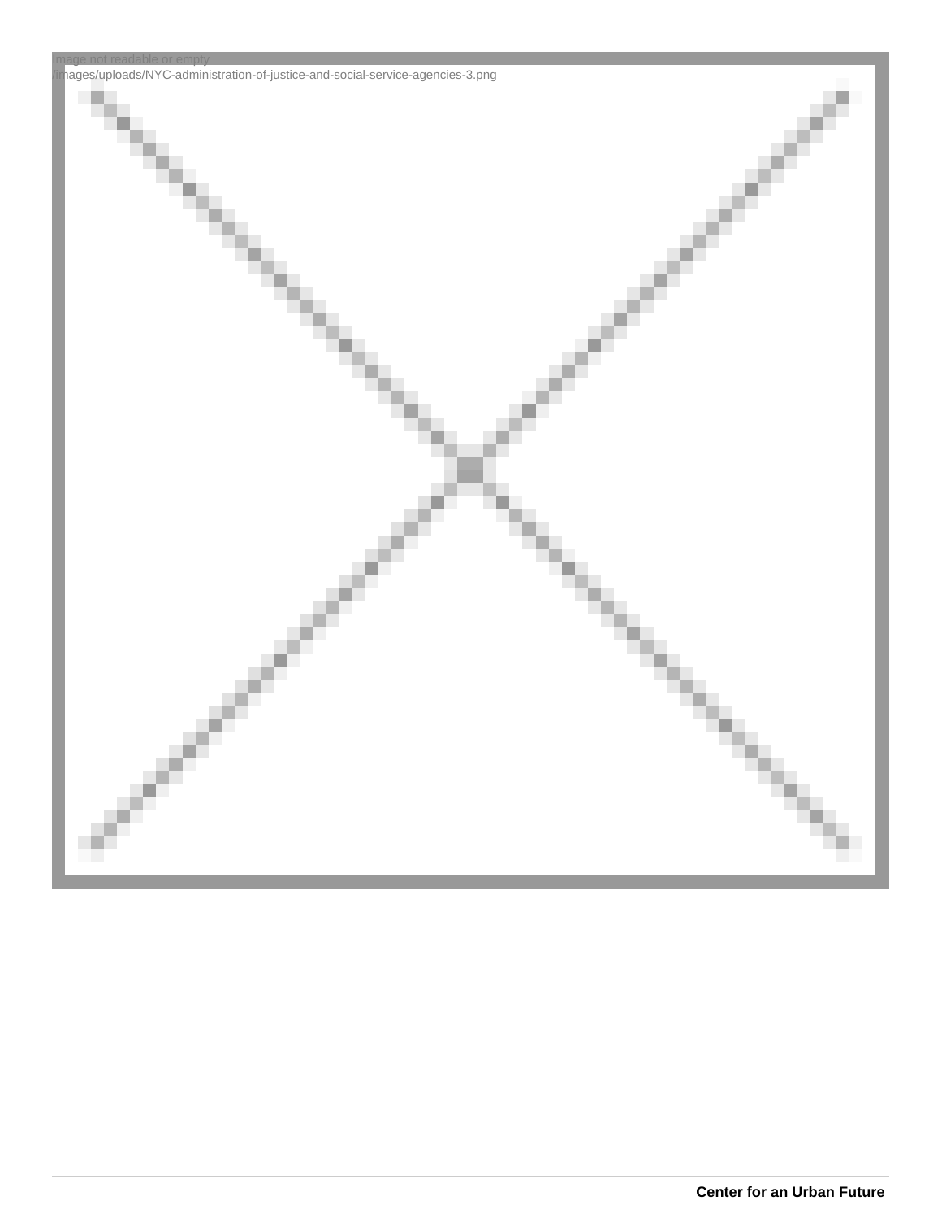Image not readable or empty
/images/uploads/NYC-administration-of-justice-and-social-service-agencies-3.png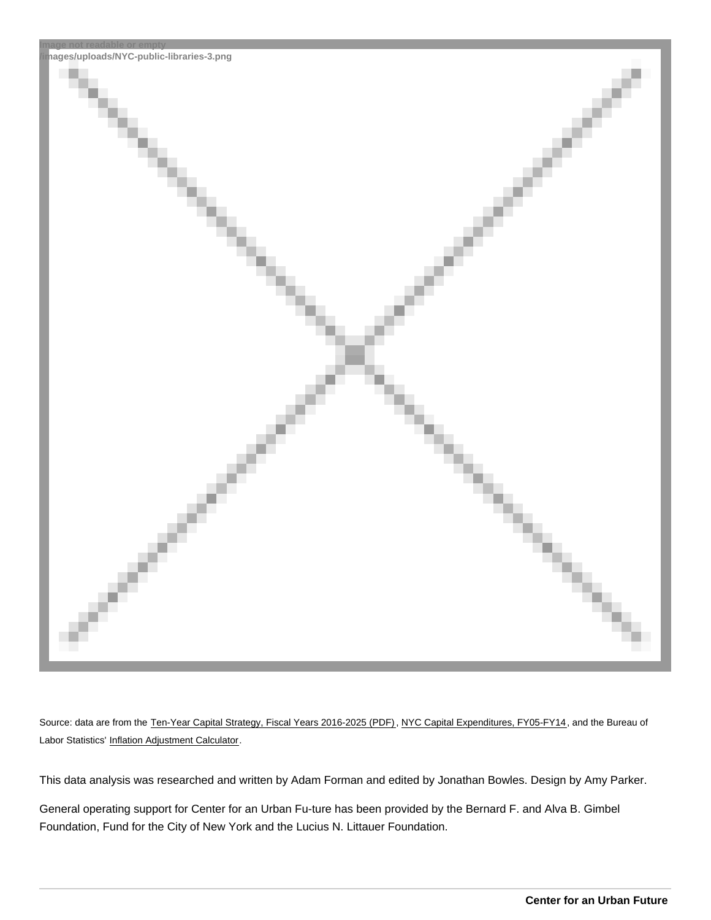Source: data are from the Ten-Year Capital Strategy, Fiscal Years 2016-2025 (PDF), NYC Capital Expenditures, FY05-FY14, and the Bureau of Labor Statistics' Inflation Adjustment Calculator.

This data analysis was researched and written by Adam Forman and edited by Jonathan Bowles. Design by Amy Parker.

General operating support for Center for an Urban Fu-ture has been provided by the Bernard F. and Alva B. Gimbel Foundation, Fund for the City of New York and the Lucius N. Littauer Foundation.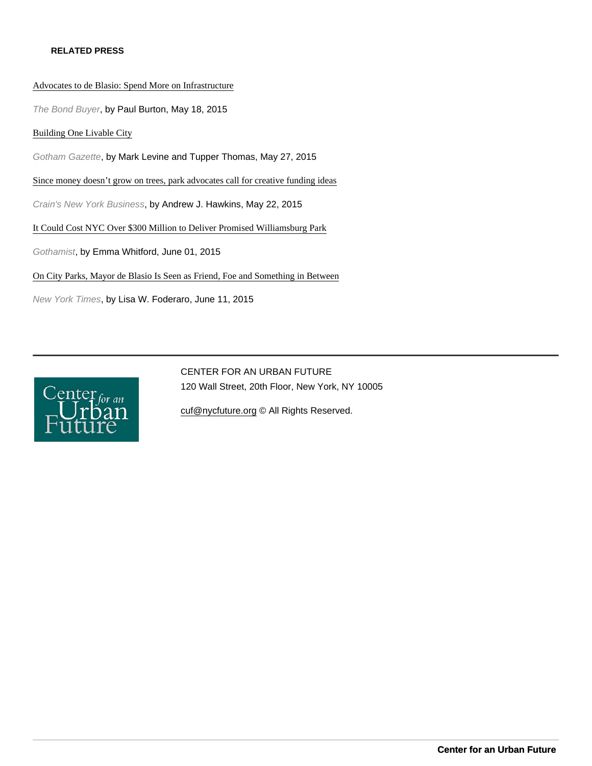**RELATED PRESS**

Advocates to de Blasio: Spend More on Infrastructure

*The Bond Buyer*, by Paul Burton, May 18, 2015

Building One Livable City

*Gotham Gazette*, by Mark Levine and Tupper Thomas, May 27, 2015

Since money doesn't grow on trees, park advocates call for creative funding ideas

*Crain's New York Business*, by Andrew J. Hawkins, May 22, 2015

It Could Cost NYC Over $300 Million to Deliver Promised Williamsburg Park

*Gothamist*, by Emma Whitford, June 01, 2015

On City Parks, Mayor de Blasio Is Seen as Friend, Foe and Something in Between

*New York Times*, by Lisa W. Foderaro, June 11, 2015

---

CENTER FOR AN URBAN FUTURE
120 Wall Street, 20th Floor, New York, NY 10005

cuf@nycfuture.org © All Rights Reserved.